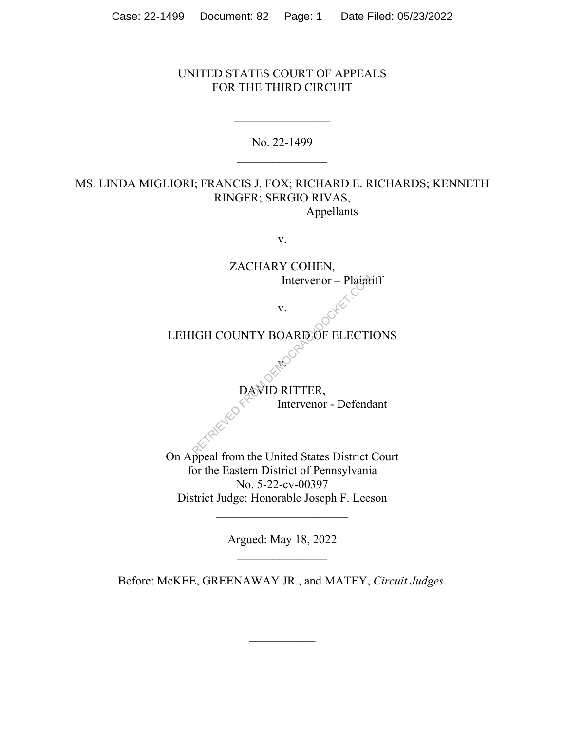UNITED STATES COURT OF APPEALS
FOR THE THIRD CIRCUIT

\_\_\_\_\_\_\_\_\_\_\_\_\_\_\_\_

No. 22-1499

\_\_\_\_\_\_\_\_\_\_\_\_\_\_\_\_

MS. LINDA MIGLIORI; FRANCIS J. FOX; RICHARD E. RICHARDS; KENNETH RINGER; SERGIO RIVAS,
Appellants

v.

ZACHARY COHEN,
Intervenor – Plaintiff

v.

LEHIGH COUNTY BOARD OF ELECTIONS

v.

DAVID RITTER,
Intervenor - Defendant

\_\_\_\_\_\_\_\_\_\_\_\_\_\_\_\_

On Appeal from the United States District Court
for the Eastern District of Pennsylvania
No. 5-22-cv-00397
District Judge: Honorable Joseph F. Leeson

\_\_\_\_\_\_\_\_\_\_\_\_\_\_\_\_

Argued: May 18, 2022

\_\_\_\_\_\_\_\_\_\_\_\_\_\_\_\_

Before: McKEE, GREENAWAY JR., and MATEY, *Circuit Judges*.

\_\_\_\_\_\_\_\_\_\_\_\_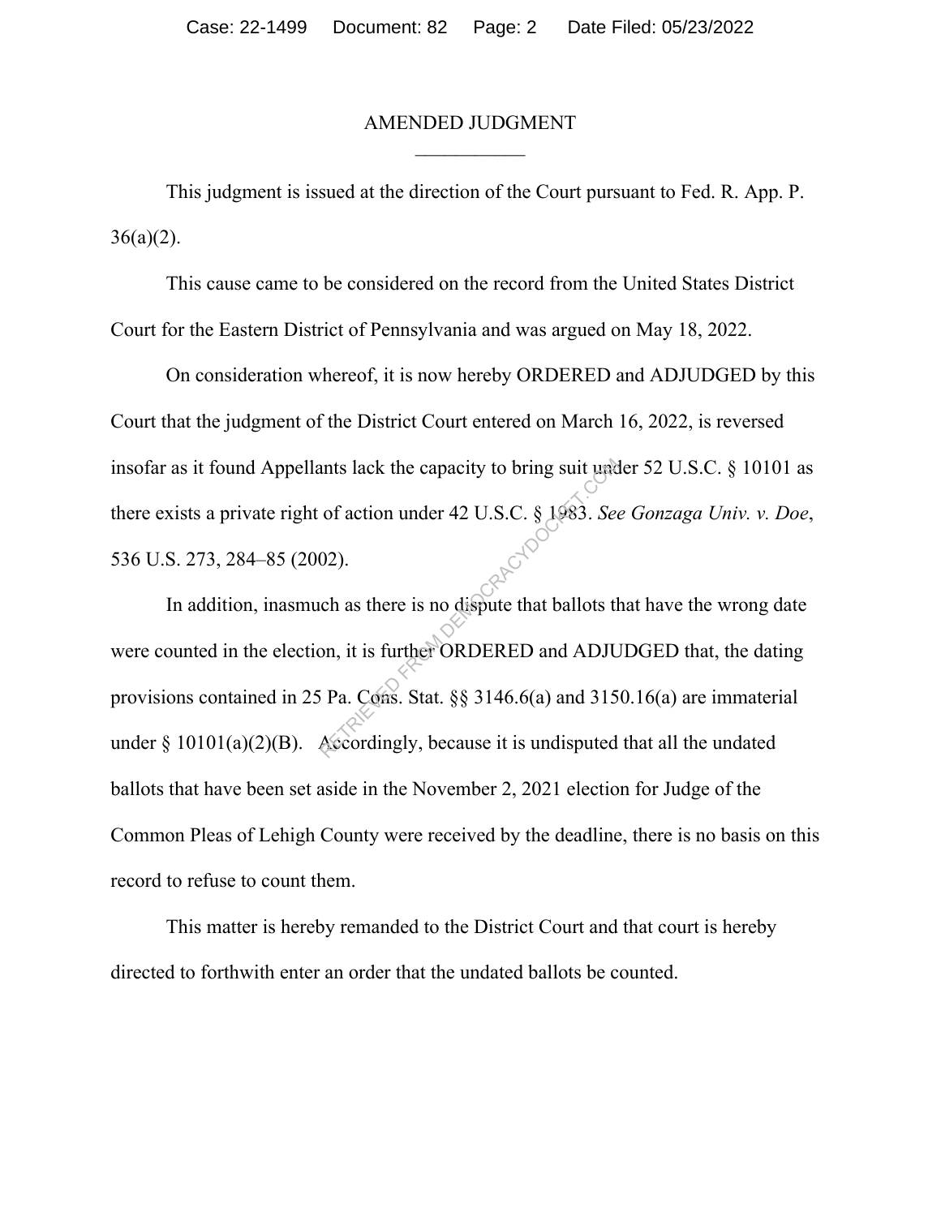# AMENDED JUDGMENT

This judgment is issued at the direction of the Court pursuant to Fed. R. App. P. 36(a)(2).

This cause came to be considered on the record from the United States District Court for the Eastern District of Pennsylvania and was argued on May 18, 2022.

On consideration whereof, it is now hereby ORDERED and ADJUDGED by this Court that the judgment of the District Court entered on March 16, 2022, is reversed insofar as it found Appellants lack the capacity to bring suit under 52 U.S.C. § 10101 as there exists a private right of action under 42 U.S.C. § 1983. *See Gonzaga Univ. v. Doe*, 536 U.S. 273, 284–85 (2002).

In addition, inasmuch as there is no dispute that ballots that have the wrong date were counted in the election, it is further ORDERED and ADJUDGED that, the dating provisions contained in 25 Pa. Cons. Stat. §§ 3146.6(a) and 3150.16(a) are immaterial under § 10101(a)(2)(B). Accordingly, because it is undisputed that all the undated ballots that have been set aside in the November 2, 2021 election for Judge of the Common Pleas of Lehigh County were received by the deadline, there is no basis on this record to refuse to count them.

This matter is hereby remanded to the District Court and that court is hereby directed to forthwith enter an order that the undated ballots be counted.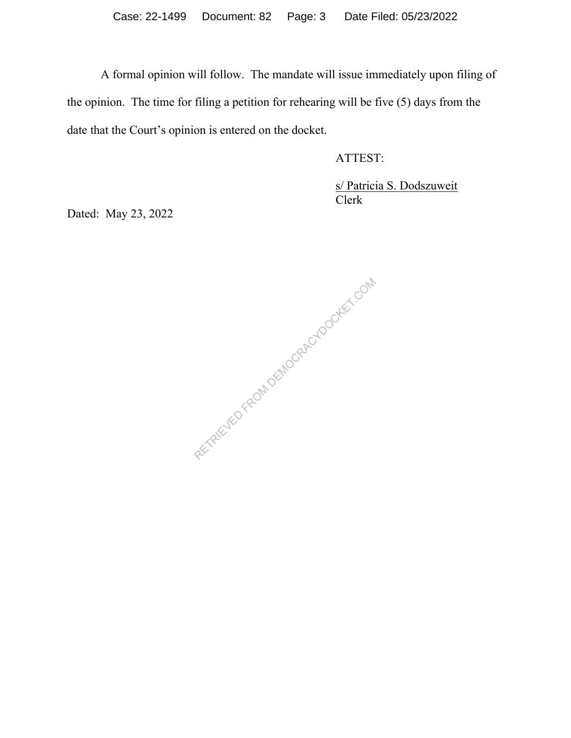A formal opinion will follow. The mandate will issue immediately upon filing of the opinion. The time for filing a petition for rehearing will be five (5) days from the date that the Court's opinion is entered on the docket.

ATTEST:

s/ Patricia S. Dodszuweit
Clerk

Dated: May 23, 2022